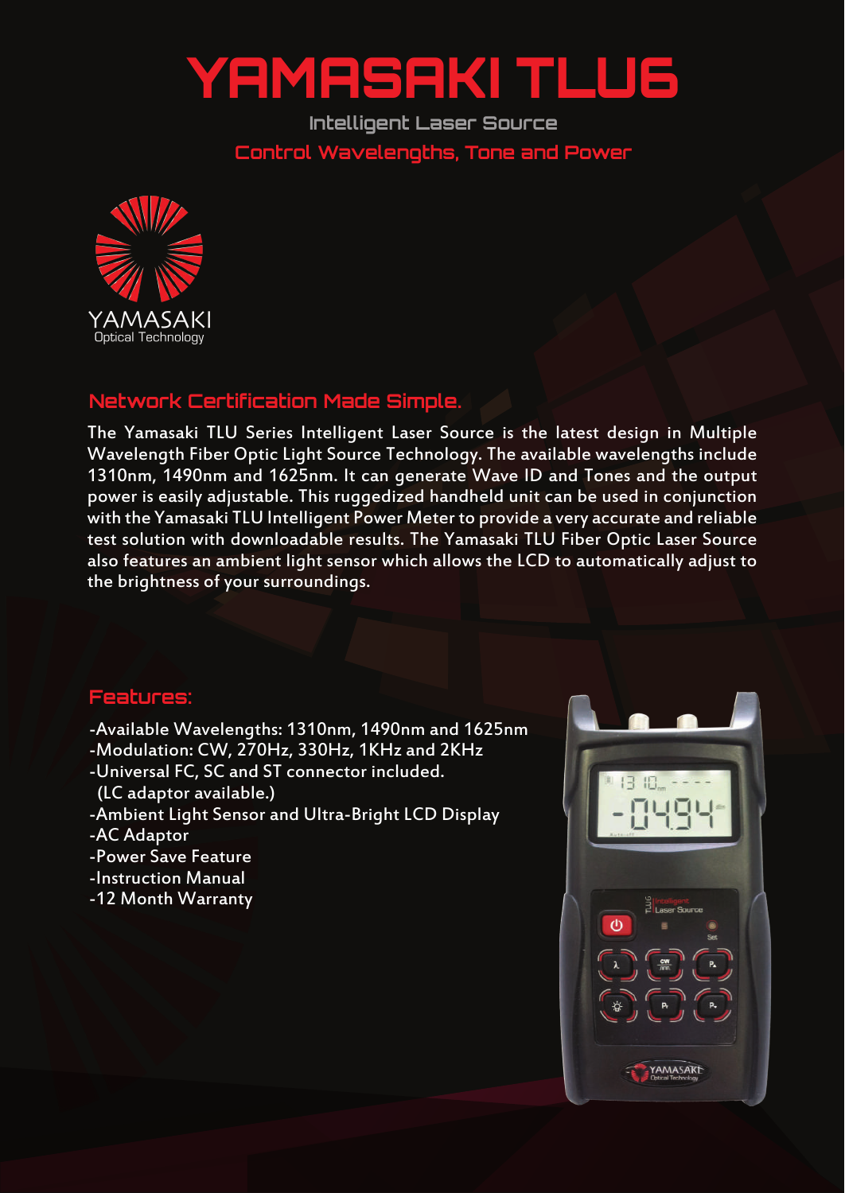# YAMASAKI TLU6

Intelligent Laser Source

Control Wavelengths, Tone and Power

YAMASAKI
Optical Technology

## Network Certification Made Simple.

The Yamasaki TLU Series Intelligent Laser Source is the latest design in Multiple Wavelength Fiber Optic Light Source Technology. The available wavelengths include 1310nm, 1490nm and 1625nm. It can generate Wave ID and Tones and the output power is easily adjustable. This ruggedized handheld unit can be used in conjunction with the Yamasaki TLU Intelligent Power Meter to provide a very accurate and reliable test solution with downloadable results. The Yamasaki TLU Fiber Optic Laser Source also features an ambient light sensor which allows the LCD to automatically adjust to the brightness of your surroundings.

## Features:

-Available Wavelengths: 1310nm, 1490nm and 1625nm
-Modulation: CW, 270Hz, 330Hz, 1KHz and 2KHz
-Universal FC, SC and ST connector included.
 (LC adaptor available.)
-Ambient Light Sensor and Ultra-Bright LCD Display
-AC Adaptor
-Power Save Feature
-Instruction Manual
-12 Month Warranty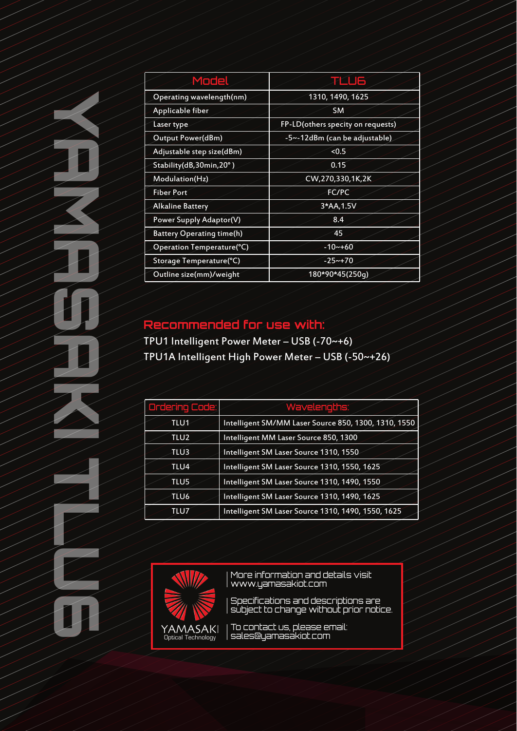# YAMASAKI TLU6

| Model | TLU6 |
| --- | --- |
| Operating wavelength(nm) | 1310, 1490, 1625 |
| Applicable fiber | SM |
| Laser type | FP-LD(others specity on requests) |
| Output Power(dBm) | -5~-12dBm (can be adjustable) |
| Adjustable step size(dBm) | <0.5 |
| Stability(dB,30min,20° ) | 0.15 |
| Modulation(Hz) | CW,270,330,1K,2K |
| Fiber Port | FC/PC |
| Alkaline Battery | 3*AA,1.5V |
| Power Supply Adaptor(V) | 8.4 |
| Battery Operating time(h) | 45 |
| Operation Temperature(°C) | -10~+60 |
| Storage Temperature(°C) | -25~+70 |
| Outline size(mm)/weight | 180*90*45(250g) |

## Recommended for use with:

TPU1 Intelligent Power Meter – USB (-70~+6)
TPU1A Intelligent High Power Meter – USB (-50~+26)

| Ordering Code: | Wavelengths: |
| --- | --- |
| TLU1 | Intelligent SM/MM Laser Source 850, 1300, 1310, 1550 |
| TLU2 | Intelligent MM Laser Source 850, 1300 |
| TLU3 | Intelligent SM Laser Source 1310, 1550 |
| TLU4 | Intelligent SM Laser Source 1310, 1550, 1625 |
| TLU5 | Intelligent SM Laser Source 1310, 1490, 1550 |
| TLU6 | Intelligent SM Laser Source 1310, 1490, 1625 |
| TLU7 | Intelligent SM Laser Source 1310, 1490, 1550, 1625 |

YAMASAKI
Optical Technology

More information and details visit
www.yamasakiot.com

Specifications and descriptions are subject to change without prior notice.

To contact us, please email:
sales@yamasakiot.com